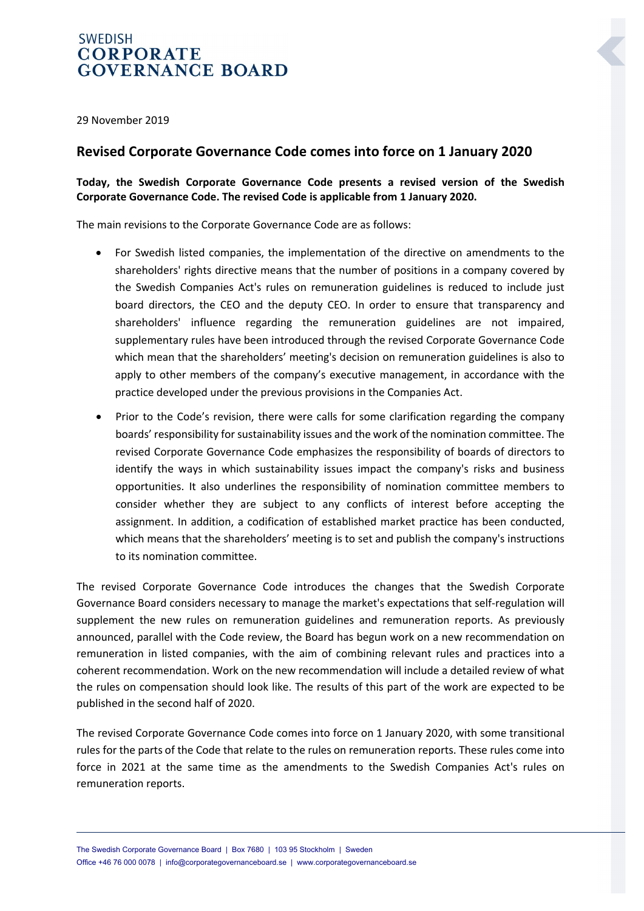SWEDISH
**CORPORATE GOVERNANCE BOARD**

29 November 2019

## Revised Corporate Governance Code comes into force on 1 January 2020

**Today, the Swedish Corporate Governance Code presents a revised version of the Swedish Corporate Governance Code. The revised Code is applicable from 1 January 2020.**

The main revisions to the Corporate Governance Code are as follows:

- For Swedish listed companies, the implementation of the directive on amendments to the shareholders' rights directive means that the number of positions in a company covered by the Swedish Companies Act's rules on remuneration guidelines is reduced to include just board directors, the CEO and the deputy CEO. In order to ensure that transparency and shareholders' influence regarding the remuneration guidelines are not impaired, supplementary rules have been introduced through the revised Corporate Governance Code which mean that the shareholders' meeting's decision on remuneration guidelines is also to apply to other members of the company's executive management, in accordance with the practice developed under the previous provisions in the Companies Act.
- Prior to the Code's revision, there were calls for some clarification regarding the company boards' responsibility for sustainability issues and the work of the nomination committee. The revised Corporate Governance Code emphasizes the responsibility of boards of directors to identify the ways in which sustainability issues impact the company's risks and business opportunities. It also underlines the responsibility of nomination committee members to consider whether they are subject to any conflicts of interest before accepting the assignment. In addition, a codification of established market practice has been conducted, which means that the shareholders' meeting is to set and publish the company's instructions to its nomination committee.

The revised Corporate Governance Code introduces the changes that the Swedish Corporate Governance Board considers necessary to manage the market's expectations that self-regulation will supplement the new rules on remuneration guidelines and remuneration reports. As previously announced, parallel with the Code review, the Board has begun work on a new recommendation on remuneration in listed companies, with the aim of combining relevant rules and practices into a coherent recommendation. Work on the new recommendation will include a detailed review of what the rules on compensation should look like. The results of this part of the work are expected to be published in the second half of 2020.

The revised Corporate Governance Code comes into force on 1 January 2020, with some transitional rules for the parts of the Code that relate to the rules on remuneration reports. These rules come into force in 2021 at the same time as the amendments to the Swedish Companies Act's rules on remuneration reports.

The Swedish Corporate Governance Board | Box 7680 | 103 95 Stockholm | Sweden
Office +46 76 000 0078 | info@corporategovernanceboard.se | www.corporategovernanceboard.se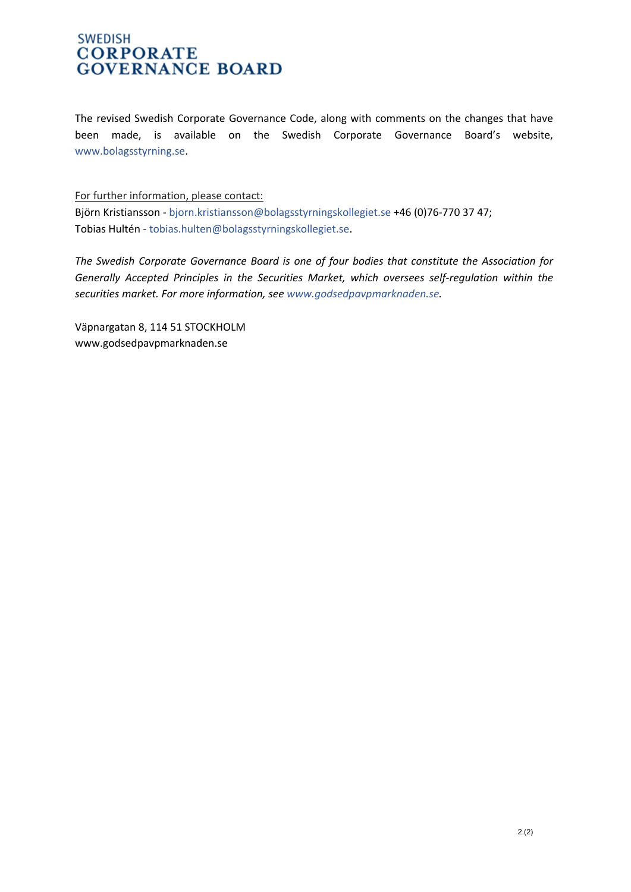SWEDISH
CORPORATE
GOVERNANCE BOARD

The revised Swedish Corporate Governance Code, along with comments on the changes that have been made, is available on the Swedish Corporate Governance Board's website, www.bolagsstyrning.se.

For further information, please contact:
Björn Kristiansson - bjorn.kristiansson@bolagsstyrningskollegiet.se +46 (0)76-770 37 47;
Tobias Hultén - tobias.hulten@bolagsstyrningskollegiet.se.

*The Swedish Corporate Governance Board is one of four bodies that constitute the Association for Generally Accepted Principles in the Securities Market, which oversees self-regulation within the securities market. For more information, see www.godsedpavpmarknaden.se.*

Väpnargatan 8, 114 51 STOCKHOLM
www.godsedpavpmarknaden.se